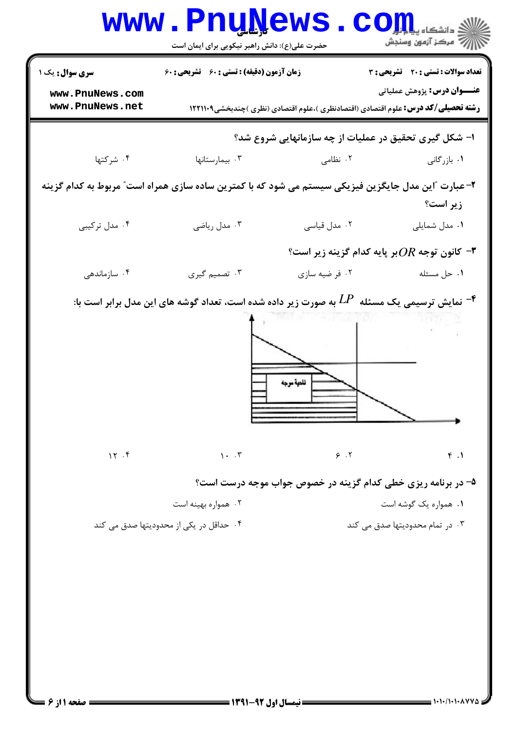**تعداد سوالات: تستی: ۲۰ تشریحی: ۳** | **زمان آزمون (دقیقه): تستی: ۶۰ تشریحی: ۶۰** | **سری سوال: یک ۱**

**عنـــوان درس:** پژوهش عملیاتی

**رشته تحصیلی/کد درس:** علوم اقتصادی (اقتصادنظری )،علوم اقتصادی (نظری )چندبخشی۱۲۲۱۱۰۹

**۱-** شکل گیری تحقیق در عملیات از چه سازمانهایی شروع شد؟

۱. بازرگانی ۲. نظامی ۳. بیمارستانها ۴. شرکتها

**۲-** عبارت "این مدل جایگزین فیزیکی سیستم می شود که با کمترین ساده سازی همراه است" مربوط به کدام گزینه زیر است؟

۱. مدل شمایلی ۲. مدل قیاسی ۳. مدل ریاضی ۴. مدل ترکیبی

**۳-** کانون توجه $OR$ بر پایه کدام گزینه زیر است؟

۱. حل مسئله ۲. فر ضیه سازی ۳. تصمیم گیری ۴. سازماندهی

**۴-** نمایش ترسیمی یک مسئله $LP$ به صورت زیر داده شده است، تعداد گوشه های این مدل برابر است با:

ناحیة موجه

۱. ۴ ۲. ۶ ۳. ۱۰ ۴. ۱۲

**۵-** در برنامه ریزی خطی کدام گزینه در خصوص جواب موجه درست است؟

۱. همواره یک گوشه است ۲. همواره بهینه است

۳. در تمام محدودیتها صدق می کند ۴. حداقل در یکی از محدودیتها صدق می کند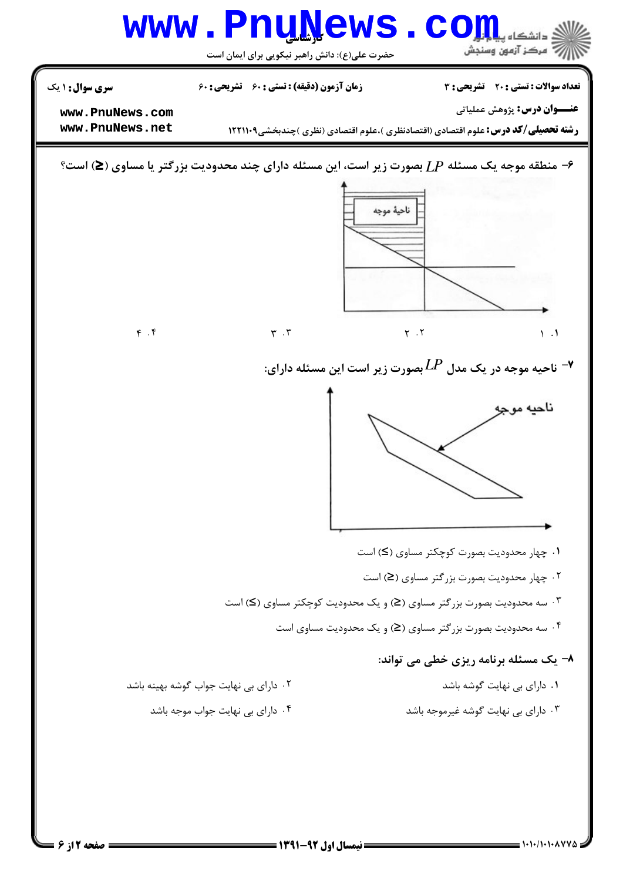**سری سوال:** ۱ یک | **زمان آزمون (دقیقه) : تستی :** ۶۰ **تشریحی :** ۶۰ | **تعداد سوالات : تستی :** ۲۰ **تشریحی :** ۳

**عنـــوان درس:** پژوهش عملیاتی

**رشته تحصیلی/کد درس:** علوم اقتصادی (اقتصادنظری )،علوم اقتصادی (نظری )چندبخشی۱۲۲۱۱۰۹

۶- منطقه موجه یک مسئله $LP$ بصورت زیر است، این مسئله دارای چند محدودیت بزرگتر یا مساوی (≥) است؟

ناحیهٔ موجه

۱. ۱ &nbsp;&nbsp;&nbsp;&nbsp; ۲. ۲ &nbsp;&nbsp;&nbsp;&nbsp; ۳. ۳ &nbsp;&nbsp;&nbsp;&nbsp; ۴. ۴

۷- ناحیه موجه در یک مدل $LP$بصورت زیر است این مسئله دارای:

ناحیه موجه

۱. چهار محدودیت بصورت کوچکتر مساوی (≤) است

۲. چهار محدودیت بصورت بزرگتر مساوی (≥) است

۳. سه محدودیت بصورت بزرگتر مساوی (≥) و یک محدودیت کوچکتر مساوی (≤) است

۴. سه محدودیت بصورت بزرگتر مساوی (≥) و یک محدودیت مساوی است

۸- یک مسئله برنامه ریزی خطی می تواند:

۱. دارای بی نهایت گوشه باشد

۲. دارای بی نهایت جواب گوشه بهینه باشد

۳. دارای بی نهایت گوشه غیرموجه باشد

۴. دارای بی نهایت جواب موجه باشد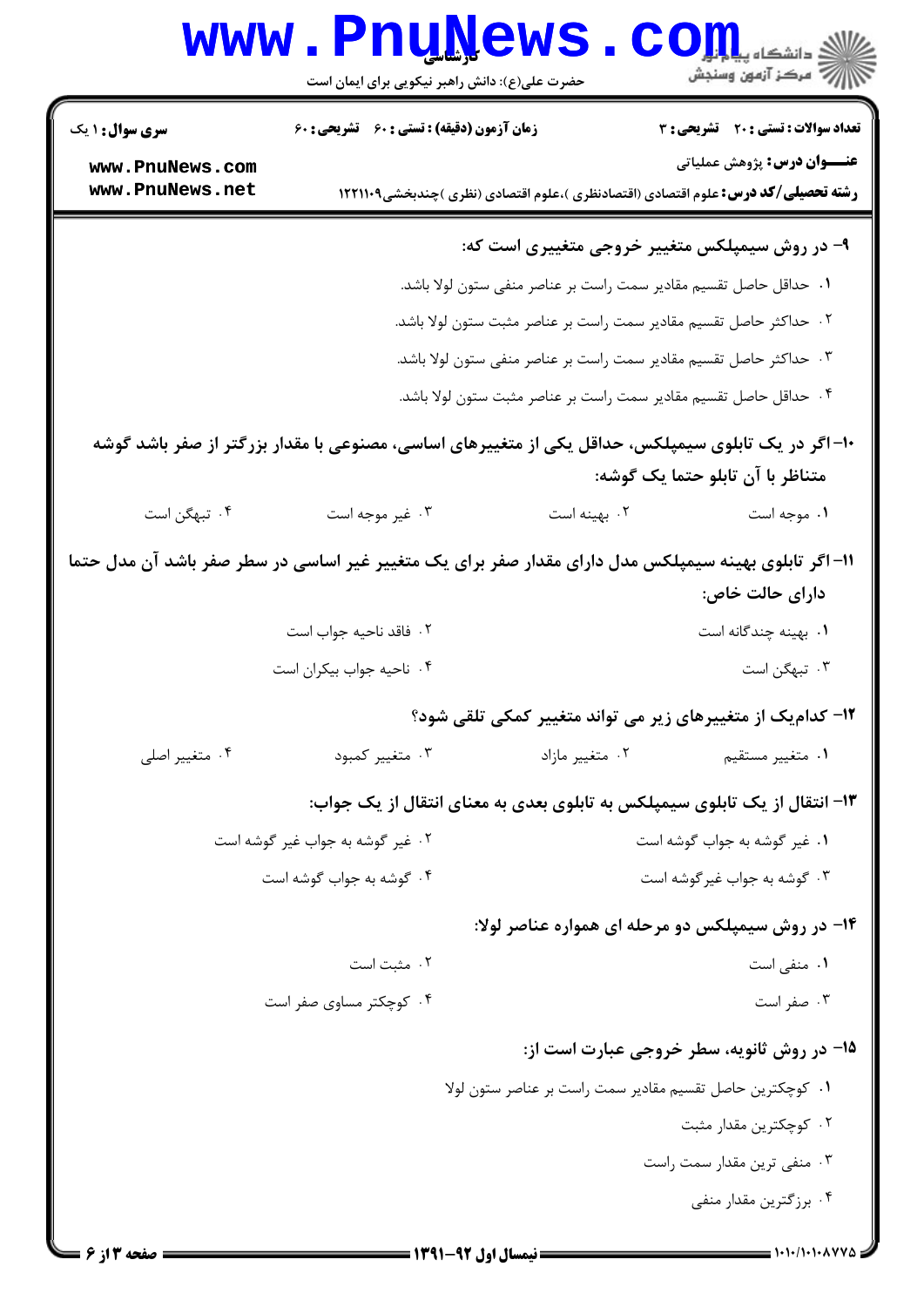سری سوال: ۱ یک | زمان آزمون (دقیقه) : تستی : ۶۰ تشریحی : ۶۰ | تعداد سوالات : تستی : ۲۰ تشریحی : ۳

**عنـــوان درس:** پژوهش عملیاتی

**رشته تحصیلی/کد درس:** علوم اقتصادی (اقتصادنظری )،علوم اقتصادی (نظری )چندبخشی۱۲۲۱۱۰۹

**۹- در روش سیمپلکس متغییر خروجی متغییری است که:**

۱. حداقل حاصل تقسیم مقادیر سمت راست بر عناصر منفی ستون لولا باشد.

۲. حداکثر حاصل تقسیم مقادیر سمت راست بر عناصر مثبت ستون لولا باشد.

۳. حداکثر حاصل تقسیم مقادیر سمت راست بر عناصر منفی ستون لولا باشد.

۴. حداقل حاصل تقسیم مقادیر سمت راست بر عناصر مثبت ستون لولا باشد.

**۱۰- اگر در یک تابلوی سیمپلکس، حداقل یکی از متغییرهای اساسی، مصنوعی با مقدار بزرگتر از صفر باشد گوشه متناظر با آن تابلو حتما یک گوشه:**

۱. موجه است ۲. بهینه است ۳. غیر موجه است ۴. تبهگن است

**۱۱- اگر تابلوی بهینه سیمپلکس مدل دارای مقدار صفر برای یک متغییر غیر اساسی در سطر صفر باشد آن مدل حتما دارای حالت خاص:**

۱. بهینه چندگانه است ۲. فاقد ناحیه جواب است

۳. تبهگن است ۴. ناحیه جواب بیکران است

**۱۲- کدام‌یک از متغییرهای زیر می تواند متغییر کمکی تلقی شود؟**

۱. متغییر مستقیم ۲. متغییر مازاد ۳. متغییر کمبود ۴. متغییر اصلی

**۱۳- انتقال از یک تابلوی سیمپلکس به تابلوی بعدی به معنای انتقال از یک جواب:**

۱. غیر گوشه به جواب گوشه است ۲. غیر گوشه به جواب غیر گوشه است

۳. گوشه به جواب غیرگوشه است ۴. گوشه به جواب گوشه است

**۱۴- در روش سیمپلکس دو مرحله ای همواره عناصر لولا:**

۱. منفی است ۲. مثبت است

۳. صفر است ۴. کوچکتر مساوی صفر است

**۱۵- در روش ثانویه، سطر خروجی عبارت است از:**

۱. کوچکترین حاصل تقسیم مقادیر سمت راست بر عناصر ستون لولا

۲. کوچکترین مقدار مثبت

۳. منفی ترین مقدار سمت راست

۴. برزگترین مقدار منفی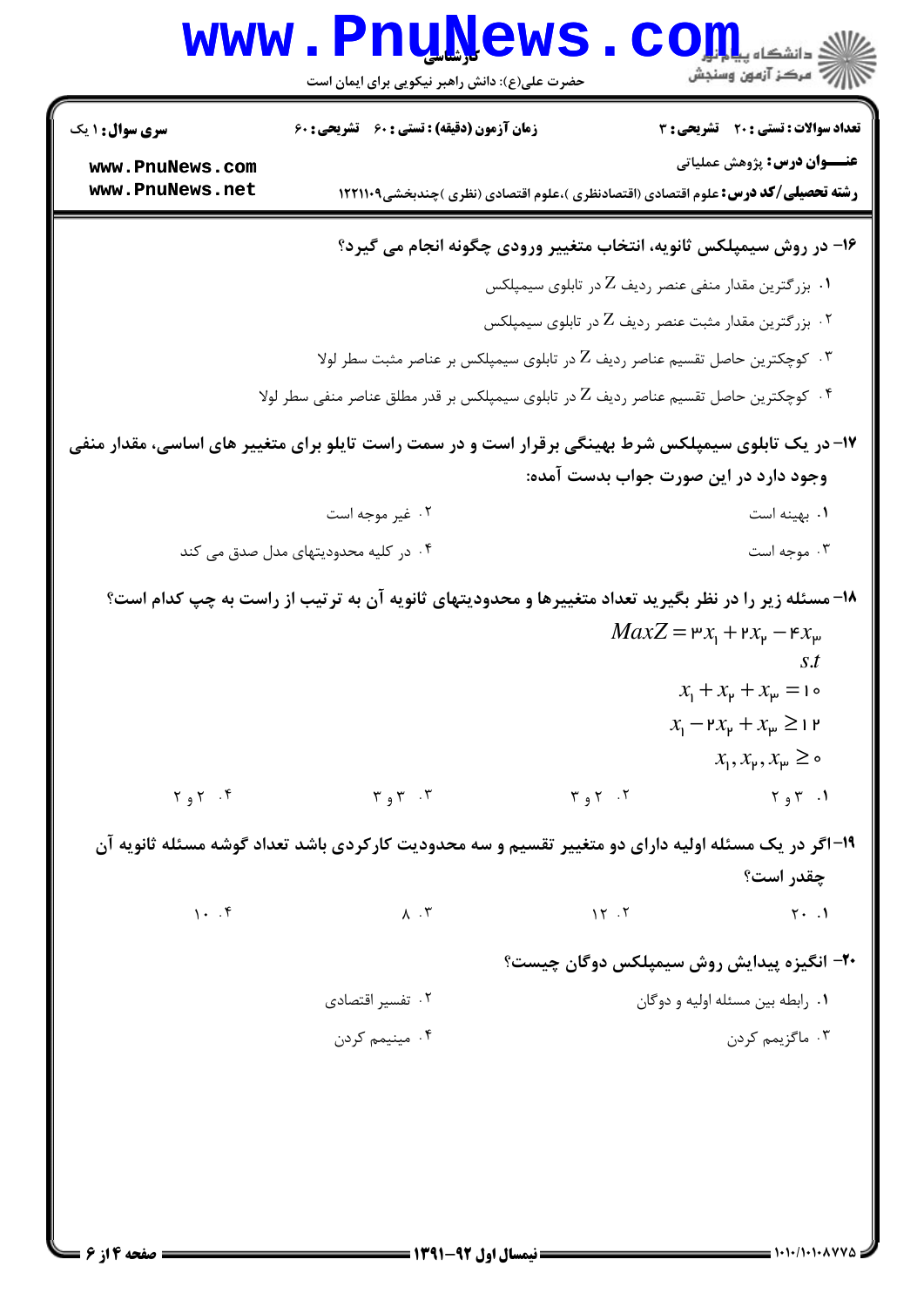۱۶- در روش سیمپلکس ثانویه، انتخاب متغییر ورودی چگونه انجام می گیرد؟

۱. بزرگترین مقدار منفی عنصر ردیف Z در تابلوی سیمپلکس

۲. بزرگترین مقدار مثبت عنصر ردیف Z در تابلوی سیمپلکس

۳. کوچکترین حاصل تقسیم عناصر ردیف Z در تابلوی سیمپلکس بر عناصر مثبت سطر لولا

۴. کوچکترین حاصل تقسیم عناصر ردیف Z در تابلوی سیمپلکس بر قدر مطلق عناصر منفی سطر لولا

۱۷- در یک تابلوی سیمپلکس شرط بهینگی برقرار است و در سمت راست تابلو برای متغییر های اساسی، مقدار منفی وجود دارد در این صورت جواب بدست آمده:

۱. بهینه است

۲. غیر موجه است

۳. موجه است

۴. در کلیه محدودیتهای مدل صدق می کند

۱۸- مسئله زیر را در نظر بگیرید تعداد متغییرها و محدودیتهای ثانویه آن به ترتیب از راست به چپ کدام است؟

$$MaxZ = 3x_1 + 2x_2 - 4x_3$$
$$s.t$$
$$x_1 + x_2 + x_3 = 10$$
$$x_1 - 2x_2 + x_3 \geq 12$$
$$x_1, x_2, x_3 \geq 0$$

۱. ۳ و ۲

۲. ۲ و ۳

۳. ۳ و ۳

۴. ۲ و ۲

۱۹- اگر در یک مسئله اولیه دارای دو متغییر تقسیم و سه محدودیت کارکردی باشد تعداد گوشه مسئله ثانویه آن چقدر است؟

۱. ۲۰

۲. ۱۲

۳. ۸

۴. ۱۰

۲۰- انگیزه پیدایش روش سیمپلکس دوگان چیست؟

۱. رابطه بین مسئله اولیه و دوگان

۲. تفسیر اقتصادی

۳. ماگزیمم کردن

۴. مینیمم کردن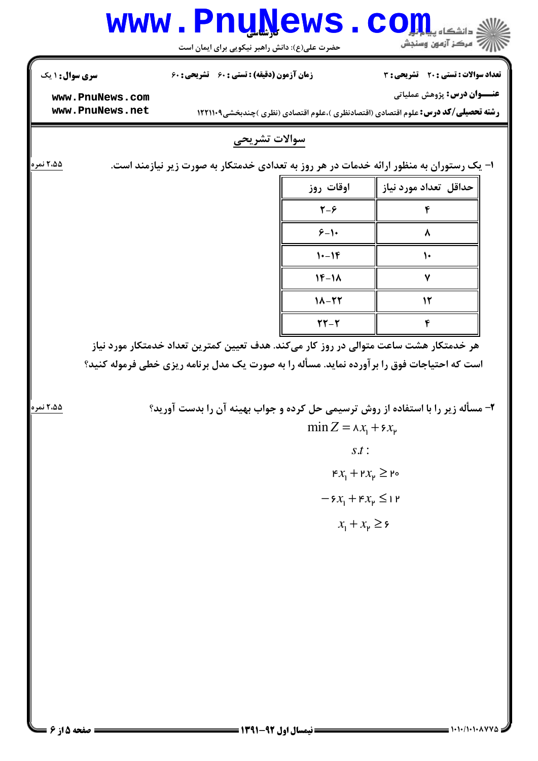## سوالات تشریحی

۱- یک رستوران به منظور ارائه خدمات در هر روز به تعدادی خدمتکار به صورت زیر نیازمند است. (۲،۵۵ نمره)

| حداقل تعداد مورد نیاز | اوقات روز |
|---|---|
| ۴ | ۲-۶ |
| ۸ | ۶-۱۰ |
| ۱۰ | ۱۰-۱۴ |
| ۷ | ۱۴-۱۸ |
| ۱۲ | ۱۸-۲۲ |
| ۴ | ۲۲-۲ |

هر خدمتکار هشت ساعت متوالی در روز کار می‌کند. هدف تعیین کمترین تعداد خدمتکار مورد نیاز است که احتیاجات فوق را برآورده نماید. مسأله را به صورت یک مدل برنامه ریزی خطی فرموله کنید؟

۲- مسأله زیر را با استفاده از روش ترسیمی حل کرده و جواب بهینه آن را بدست آورید؟ (۲،۵۵ نمره)

$$\min Z = 8x_1 + 6x_2$$

$$s.t:$$

$$4x_1 + 2x_2 \geq 20$$

$$-6x_1 + 4x_2 \leq 12$$

$$x_1 + x_2 \geq 6$$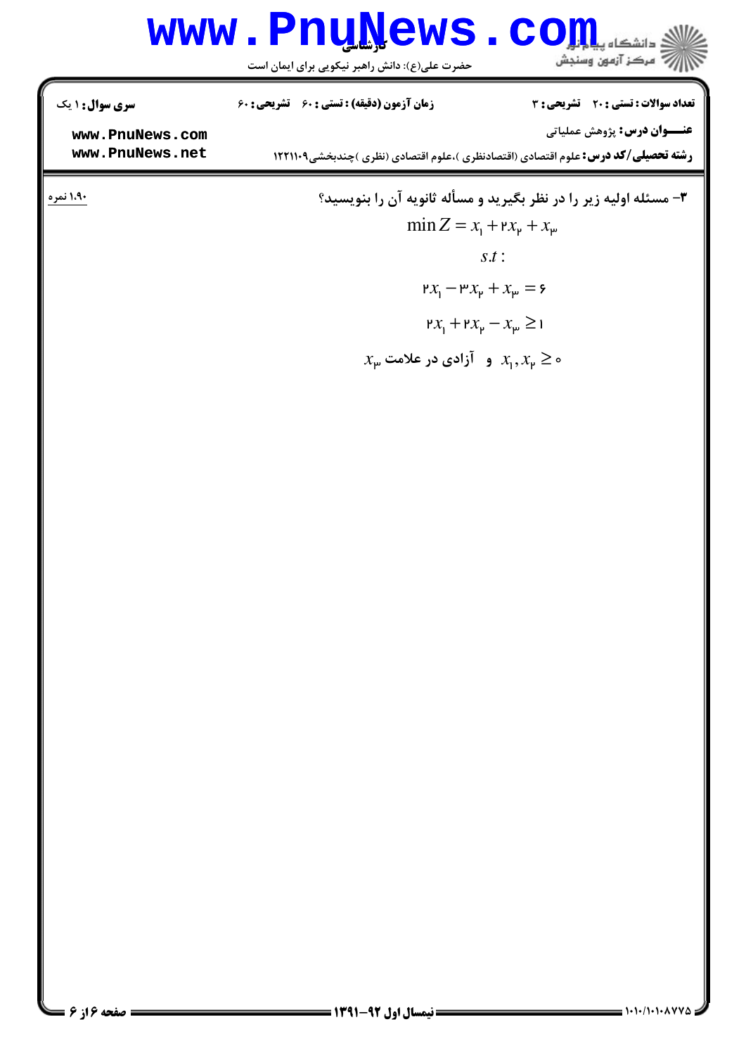**۳- مسئله اولیه زیر را در نظر بگیرید و مسأله ثانویه آن را بنویسید؟**

۱،۹۰ نمره

$$\min Z = x_1 + 2x_2 + x_3$$

$$s.t:$$

$$2x_1 - 3x_2 + x_3 = 6$$

$$2x_1 + 2x_2 - x_3 \geq 1$$

$x_1, x_2 \geq 0$ و آزادی در علامت $x_3$